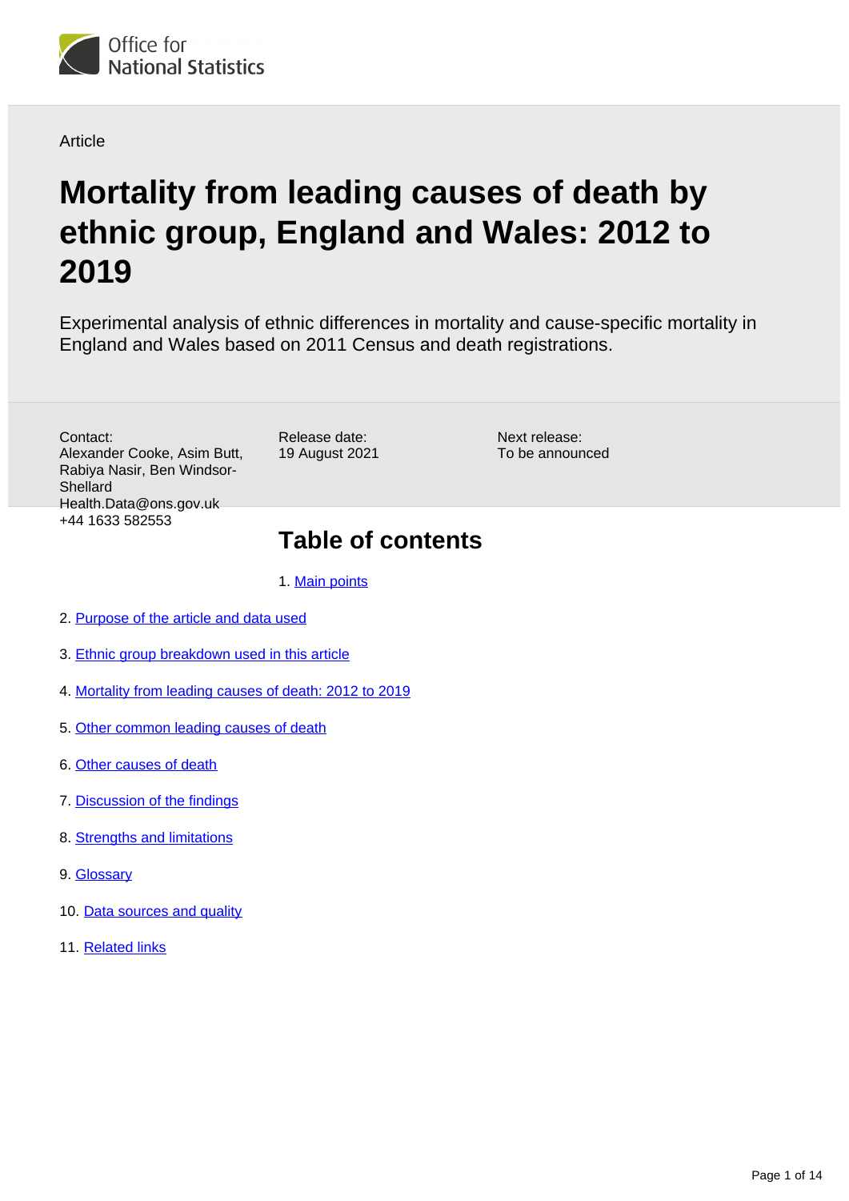Office for National Statistics

Article

# Mortality from leading causes of death by ethnic group, England and Wales: 2012 to 2019

Experimental analysis of ethnic differences in mortality and cause-specific mortality in England and Wales based on 2011 Census and death registrations.

Contact:
Alexander Cooke, Asim Butt, Rabiya Nasir, Ben Windsor-Shellard
Health.Data@ons.gov.uk
+44 1633 582553

Release date:
19 August 2021

Next release:
To be announced

## Table of contents

1. Main points
2. Purpose of the article and data used
3. Ethnic group breakdown used in this article
4. Mortality from leading causes of death: 2012 to 2019
5. Other common leading causes of death
6. Other causes of death
7. Discussion of the findings
8. Strengths and limitations
9. Glossary
10. Data sources and quality
11. Related links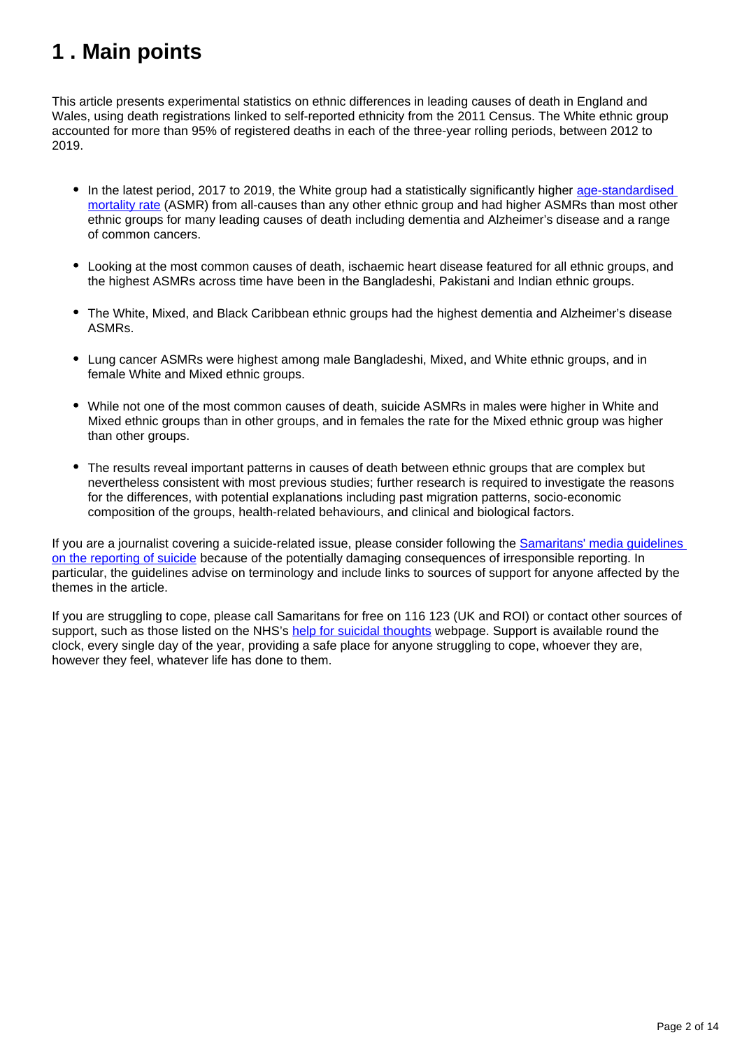# 1 . Main points

This article presents experimental statistics on ethnic differences in leading causes of death in England and Wales, using death registrations linked to self-reported ethnicity from the 2011 Census. The White ethnic group accounted for more than 95% of registered deaths in each of the three-year rolling periods, between 2012 to 2019.

- In the latest period, 2017 to 2019, the White group had a statistically significantly higher age-standardised mortality rate (ASMR) from all-causes than any other ethnic group and had higher ASMRs than most other ethnic groups for many leading causes of death including dementia and Alzheimer's disease and a range of common cancers.
- Looking at the most common causes of death, ischaemic heart disease featured for all ethnic groups, and the highest ASMRs across time have been in the Bangladeshi, Pakistani and Indian ethnic groups.
- The White, Mixed, and Black Caribbean ethnic groups had the highest dementia and Alzheimer's disease ASMRs.
- Lung cancer ASMRs were highest among male Bangladeshi, Mixed, and White ethnic groups, and in female White and Mixed ethnic groups.
- While not one of the most common causes of death, suicide ASMRs in males were higher in White and Mixed ethnic groups than in other groups, and in females the rate for the Mixed ethnic group was higher than other groups.
- The results reveal important patterns in causes of death between ethnic groups that are complex but nevertheless consistent with most previous studies; further research is required to investigate the reasons for the differences, with potential explanations including past migration patterns, socio-economic composition of the groups, health-related behaviours, and clinical and biological factors.

If you are a journalist covering a suicide-related issue, please consider following the Samaritans' media guidelines on the reporting of suicide because of the potentially damaging consequences of irresponsible reporting. In particular, the guidelines advise on terminology and include links to sources of support for anyone affected by the themes in the article.

If you are struggling to cope, please call Samaritans for free on 116 123 (UK and ROI) or contact other sources of support, such as those listed on the NHS's help for suicidal thoughts webpage. Support is available round the clock, every single day of the year, providing a safe place for anyone struggling to cope, whoever they are, however they feel, whatever life has done to them.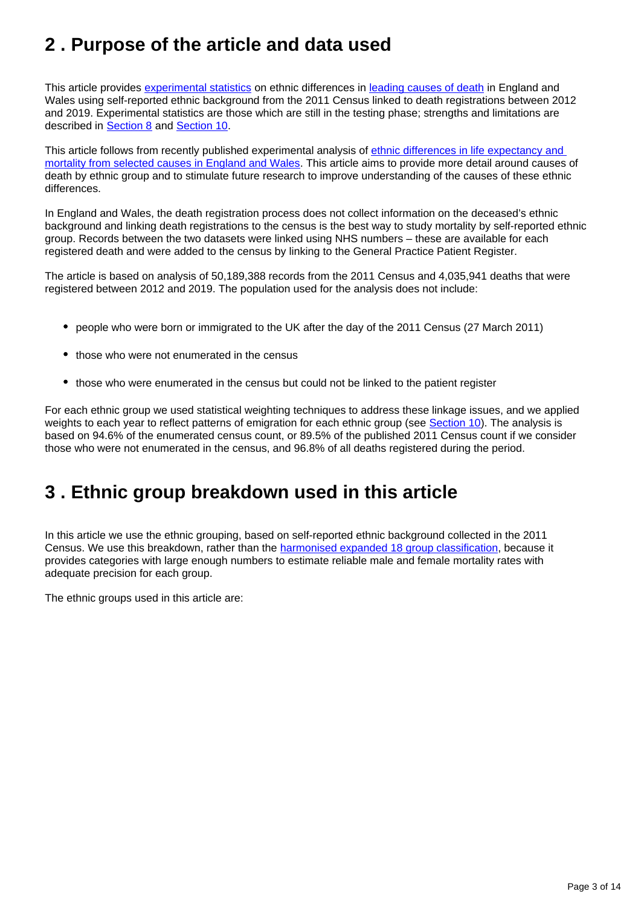## 2 . Purpose of the article and data used

This article provides experimental statistics on ethnic differences in leading causes of death in England and Wales using self-reported ethnic background from the 2011 Census linked to death registrations between 2012 and 2019. Experimental statistics are those which are still in the testing phase; strengths and limitations are described in Section 8 and Section 10.

This article follows from recently published experimental analysis of ethnic differences in life expectancy and mortality from selected causes in England and Wales. This article aims to provide more detail around causes of death by ethnic group and to stimulate future research to improve understanding of the causes of these ethnic differences.

In England and Wales, the death registration process does not collect information on the deceased's ethnic background and linking death registrations to the census is the best way to study mortality by self-reported ethnic group. Records between the two datasets were linked using NHS numbers – these are available for each registered death and were added to the census by linking to the General Practice Patient Register.

The article is based on analysis of 50,189,388 records from the 2011 Census and 4,035,941 deaths that were registered between 2012 and 2019. The population used for the analysis does not include:

- people who were born or immigrated to the UK after the day of the 2011 Census (27 March 2011)
- those who were not enumerated in the census
- those who were enumerated in the census but could not be linked to the patient register

For each ethnic group we used statistical weighting techniques to address these linkage issues, and we applied weights to each year to reflect patterns of emigration for each ethnic group (see Section 10). The analysis is based on 94.6% of the enumerated census count, or 89.5% of the published 2011 Census count if we consider those who were not enumerated in the census, and 96.8% of all deaths registered during the period.

## 3 . Ethnic group breakdown used in this article

In this article we use the ethnic grouping, based on self-reported ethnic background collected in the 2011 Census. We use this breakdown, rather than the harmonised expanded 18 group classification, because it provides categories with large enough numbers to estimate reliable male and female mortality rates with adequate precision for each group.

The ethnic groups used in this article are: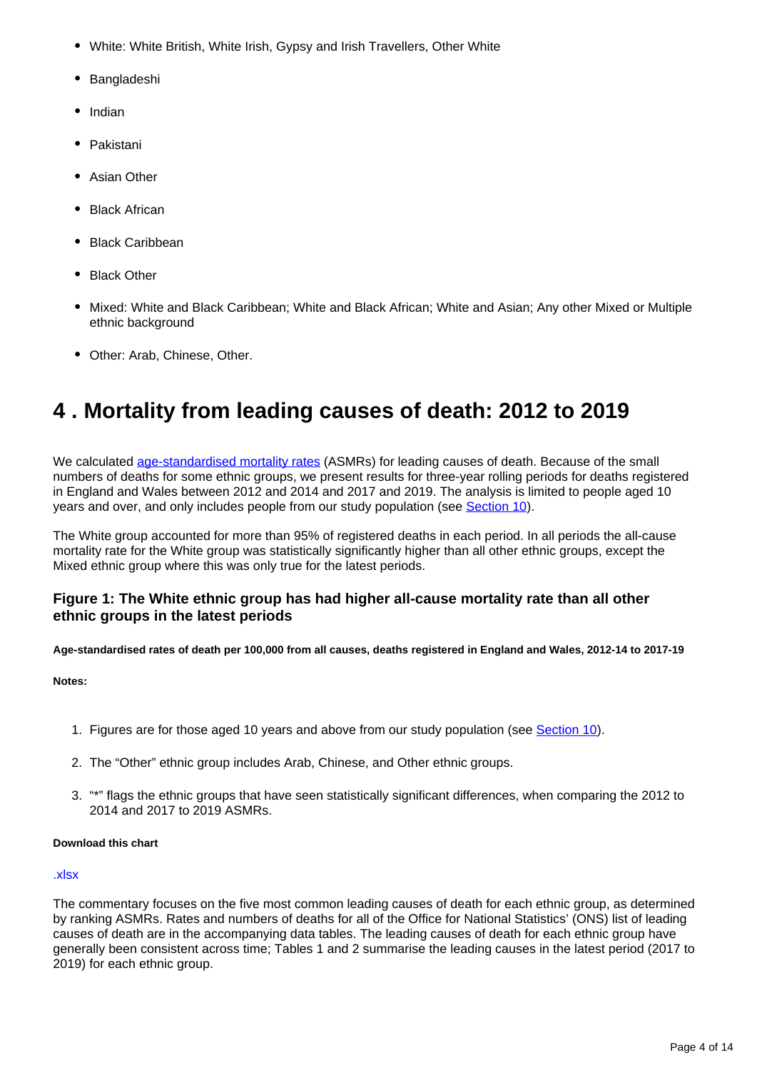- White: White British, White Irish, Gypsy and Irish Travellers, Other White
- Bangladeshi
- Indian
- Pakistani
- Asian Other
- Black African
- Black Caribbean
- Black Other
- Mixed: White and Black Caribbean; White and Black African; White and Asian; Any other Mixed or Multiple ethnic background
- Other: Arab, Chinese, Other.

## 4 . Mortality from leading causes of death: 2012 to 2019

We calculated age-standardised mortality rates (ASMRs) for leading causes of death. Because of the small numbers of deaths for some ethnic groups, we present results for three-year rolling periods for deaths registered in England and Wales between 2012 and 2014 and 2017 and 2019. The analysis is limited to people aged 10 years and over, and only includes people from our study population (see Section 10).

The White group accounted for more than 95% of registered deaths in each period. In all periods the all-cause mortality rate for the White group was statistically significantly higher than all other ethnic groups, except the Mixed ethnic group where this was only true for the latest periods.

### Figure 1: The White ethnic group has had higher all-cause mortality rate than all other ethnic groups in the latest periods

**Age-standardised rates of death per 100,000 from all causes, deaths registered in England and Wales, 2012-14 to 2017-19**

**Notes:**

1. Figures are for those aged 10 years and above from our study population (see Section 10).
2. The "Other" ethnic group includes Arab, Chinese, and Other ethnic groups.
3. "*" flags the ethnic groups that have seen statistically significant differences, when comparing the 2012 to 2014 and 2017 to 2019 ASMRs.

**Download this chart**

.xlsx

The commentary focuses on the five most common leading causes of death for each ethnic group, as determined by ranking ASMRs. Rates and numbers of deaths for all of the Office for National Statistics' (ONS) list of leading causes of death are in the accompanying data tables. The leading causes of death for each ethnic group have generally been consistent across time; Tables 1 and 2 summarise the leading causes in the latest period (2017 to 2019) for each ethnic group.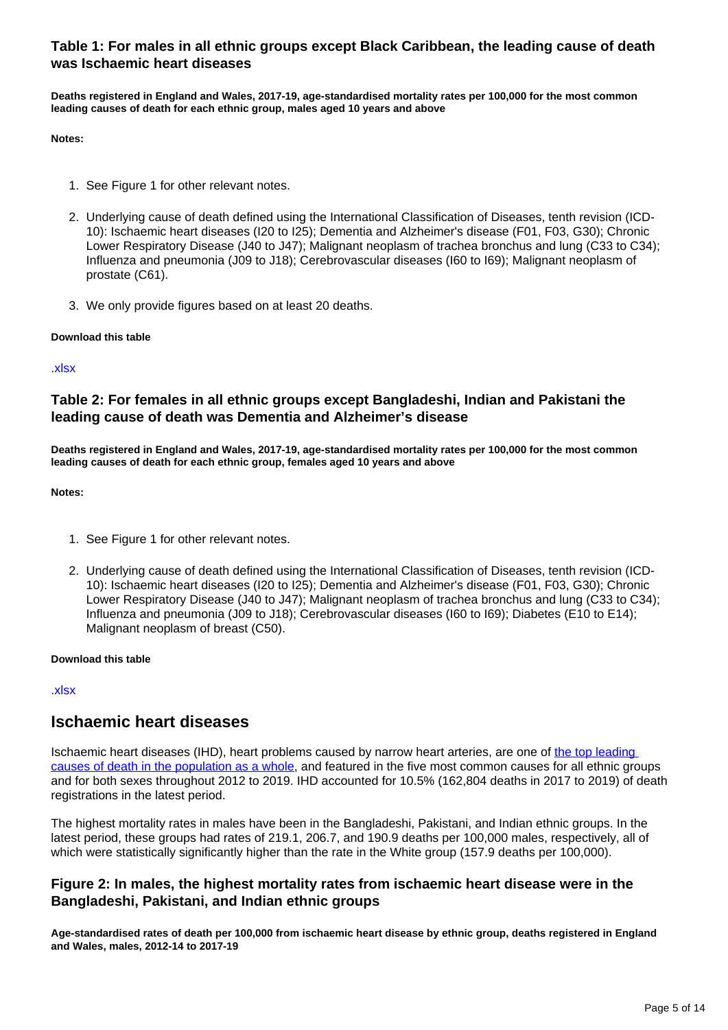### Table 1: For males in all ethnic groups except Black Caribbean, the leading cause of death was Ischaemic heart diseases

**Deaths registered in England and Wales, 2017-19, age-standardised mortality rates per 100,000 for the most common leading causes of death for each ethnic group, males aged 10 years and above**

**Notes:**

1. See Figure 1 for other relevant notes.
2. Underlying cause of death defined using the International Classification of Diseases, tenth revision (ICD-10): Ischaemic heart diseases (I20 to I25); Dementia and Alzheimer's disease (F01, F03, G30); Chronic Lower Respiratory Disease (J40 to J47); Malignant neoplasm of trachea bronchus and lung (C33 to C34); Influenza and pneumonia (J09 to J18); Cerebrovascular diseases (I60 to I69); Malignant neoplasm of prostate (C61).
3. We only provide figures based on at least 20 deaths.

**Download this table**

.xlsx

### Table 2: For females in all ethnic groups except Bangladeshi, Indian and Pakistani the leading cause of death was Dementia and Alzheimer's disease

**Deaths registered in England and Wales, 2017-19, age-standardised mortality rates per 100,000 for the most common leading causes of death for each ethnic group, females aged 10 years and above**

**Notes:**

1. See Figure 1 for other relevant notes.
2. Underlying cause of death defined using the International Classification of Diseases, tenth revision (ICD-10): Ischaemic heart diseases (I20 to I25); Dementia and Alzheimer's disease (F01, F03, G30); Chronic Lower Respiratory Disease (J40 to J47); Malignant neoplasm of trachea bronchus and lung (C33 to C34); Influenza and pneumonia (J09 to J18); Cerebrovascular diseases (I60 to I69); Diabetes (E10 to E14); Malignant neoplasm of breast (C50).

**Download this table**

.xlsx

## Ischaemic heart diseases

Ischaemic heart diseases (IHD), heart problems caused by narrow heart arteries, are one of the top leading causes of death in the population as a whole, and featured in the five most common causes for all ethnic groups and for both sexes throughout 2012 to 2019. IHD accounted for 10.5% (162,804 deaths in 2017 to 2019) of death registrations in the latest period.

The highest mortality rates in males have been in the Bangladeshi, Pakistani, and Indian ethnic groups. In the latest period, these groups had rates of 219.1, 206.7, and 190.9 deaths per 100,000 males, respectively, all of which were statistically significantly higher than the rate in the White group (157.9 deaths per 100,000).

### Figure 2: In males, the highest mortality rates from ischaemic heart disease were in the Bangladeshi, Pakistani, and Indian ethnic groups

**Age-standardised rates of death per 100,000 from ischaemic heart disease by ethnic group, deaths registered in England and Wales, males, 2012-14 to 2017-19**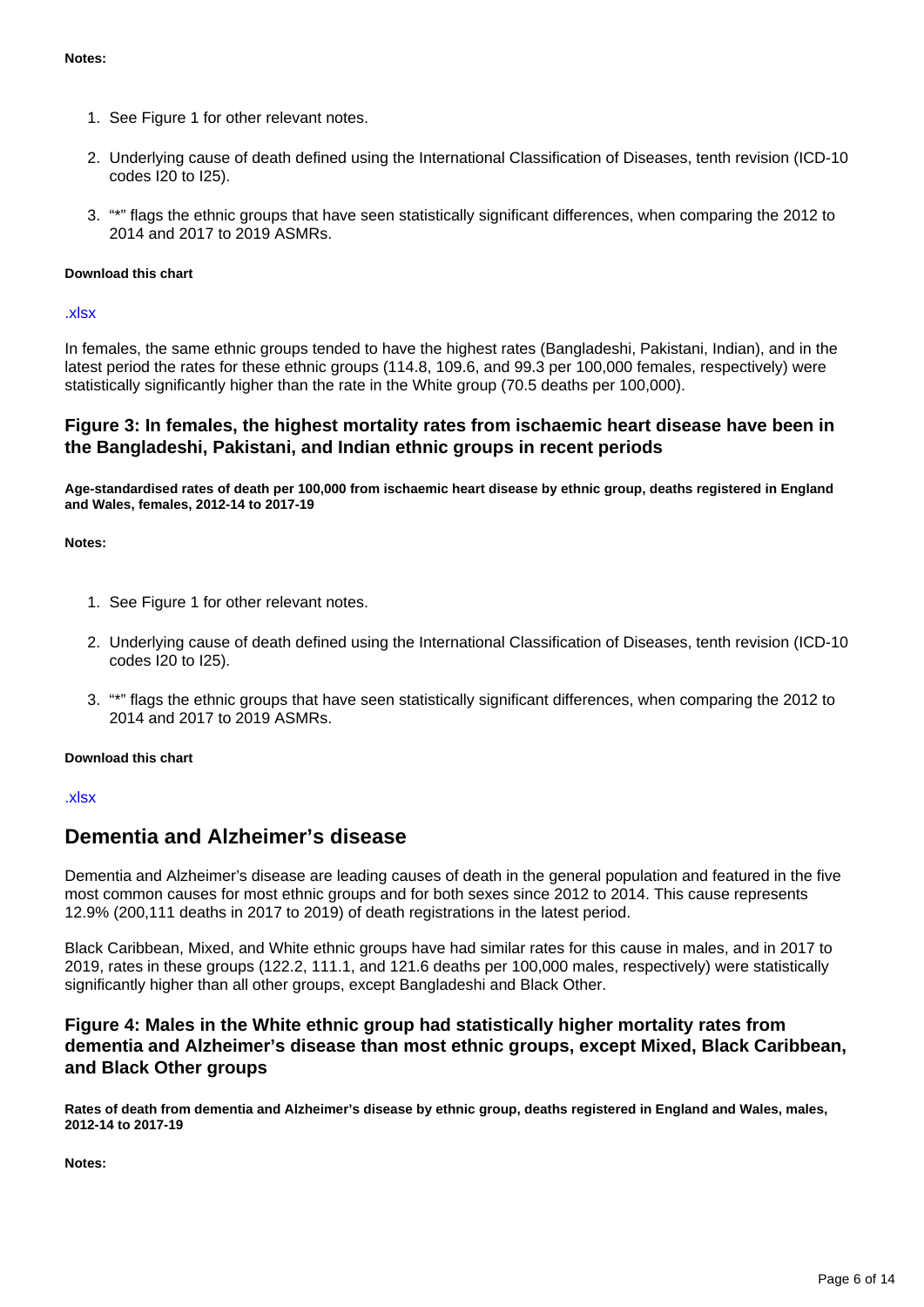**Notes:**

1. See Figure 1 for other relevant notes.

2. Underlying cause of death defined using the International Classification of Diseases, tenth revision (ICD-10 codes I20 to I25).

3. "*" flags the ethnic groups that have seen statistically significant differences, when comparing the 2012 to 2014 and 2017 to 2019 ASMRs.

**Download this chart**

.xlsx

In females, the same ethnic groups tended to have the highest rates (Bangladeshi, Pakistani, Indian), and in the latest period the rates for these ethnic groups (114.8, 109.6, and 99.3 per 100,000 females, respectively) were statistically significantly higher than the rate in the White group (70.5 deaths per 100,000).

### Figure 3: In females, the highest mortality rates from ischaemic heart disease have been in the Bangladeshi, Pakistani, and Indian ethnic groups in recent periods

**Age-standardised rates of death per 100,000 from ischaemic heart disease by ethnic group, deaths registered in England and Wales, females, 2012-14 to 2017-19**

**Notes:**

1. See Figure 1 for other relevant notes.

2. Underlying cause of death defined using the International Classification of Diseases, tenth revision (ICD-10 codes I20 to I25).

3. "*" flags the ethnic groups that have seen statistically significant differences, when comparing the 2012 to 2014 and 2017 to 2019 ASMRs.

**Download this chart**

.xlsx

## Dementia and Alzheimer's disease

Dementia and Alzheimer's disease are leading causes of death in the general population and featured in the five most common causes for most ethnic groups and for both sexes since 2012 to 2014. This cause represents 12.9% (200,111 deaths in 2017 to 2019) of death registrations in the latest period.

Black Caribbean, Mixed, and White ethnic groups have had similar rates for this cause in males, and in 2017 to 2019, rates in these groups (122.2, 111.1, and 121.6 deaths per 100,000 males, respectively) were statistically significantly higher than all other groups, except Bangladeshi and Black Other.

### Figure 4: Males in the White ethnic group had statistically higher mortality rates from dementia and Alzheimer's disease than most ethnic groups, except Mixed, Black Caribbean, and Black Other groups

**Rates of death from dementia and Alzheimer's disease by ethnic group, deaths registered in England and Wales, males, 2012-14 to 2017-19**

**Notes:**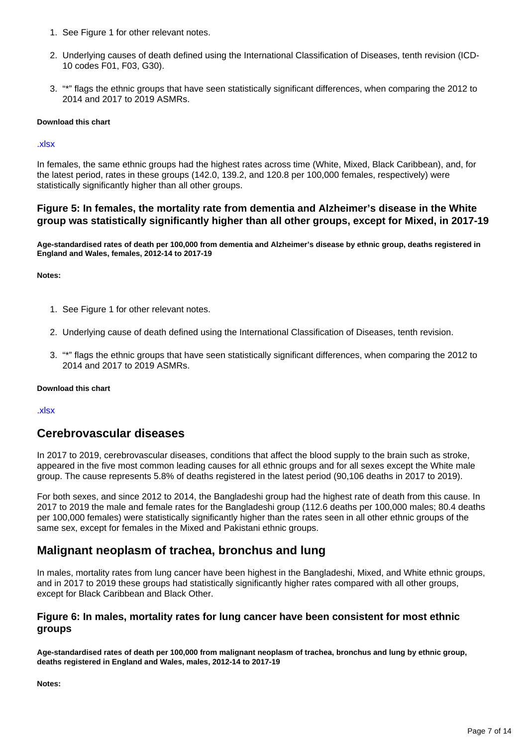1. See Figure 1 for other relevant notes.

2. Underlying causes of death defined using the International Classification of Diseases, tenth revision (ICD-10 codes F01, F03, G30).

3. "*" flags the ethnic groups that have seen statistically significant differences, when comparing the 2012 to 2014 and 2017 to 2019 ASMRs.

**Download this chart**

.xlsx

In females, the same ethnic groups had the highest rates across time (White, Mixed, Black Caribbean), and, for the latest period, rates in these groups (142.0, 139.2, and 120.8 per 100,000 females, respectively) were statistically significantly higher than all other groups.

### Figure 5: In females, the mortality rate from dementia and Alzheimer's disease in the White group was statistically significantly higher than all other groups, except for Mixed, in 2017-19

**Age-standardised rates of death per 100,000 from dementia and Alzheimer's disease by ethnic group, deaths registered in England and Wales, females, 2012-14 to 2017-19**

**Notes:**

1. See Figure 1 for other relevant notes.

2. Underlying cause of death defined using the International Classification of Diseases, tenth revision.

3. "*" flags the ethnic groups that have seen statistically significant differences, when comparing the 2012 to 2014 and 2017 to 2019 ASMRs.

**Download this chart**

.xlsx

## Cerebrovascular diseases

In 2017 to 2019, cerebrovascular diseases, conditions that affect the blood supply to the brain such as stroke, appeared in the five most common leading causes for all ethnic groups and for all sexes except the White male group. The cause represents 5.8% of deaths registered in the latest period (90,106 deaths in 2017 to 2019).

For both sexes, and since 2012 to 2014, the Bangladeshi group had the highest rate of death from this cause. In 2017 to 2019 the male and female rates for the Bangladeshi group (112.6 deaths per 100,000 males; 80.4 deaths per 100,000 females) were statistically significantly higher than the rates seen in all other ethnic groups of the same sex, except for females in the Mixed and Pakistani ethnic groups.

## Malignant neoplasm of trachea, bronchus and lung

In males, mortality rates from lung cancer have been highest in the Bangladeshi, Mixed, and White ethnic groups, and in 2017 to 2019 these groups had statistically significantly higher rates compared with all other groups, except for Black Caribbean and Black Other.

### Figure 6: In males, mortality rates for lung cancer have been consistent for most ethnic groups

**Age-standardised rates of death per 100,000 from malignant neoplasm of trachea, bronchus and lung by ethnic group, deaths registered in England and Wales, males, 2012-14 to 2017-19**

**Notes:**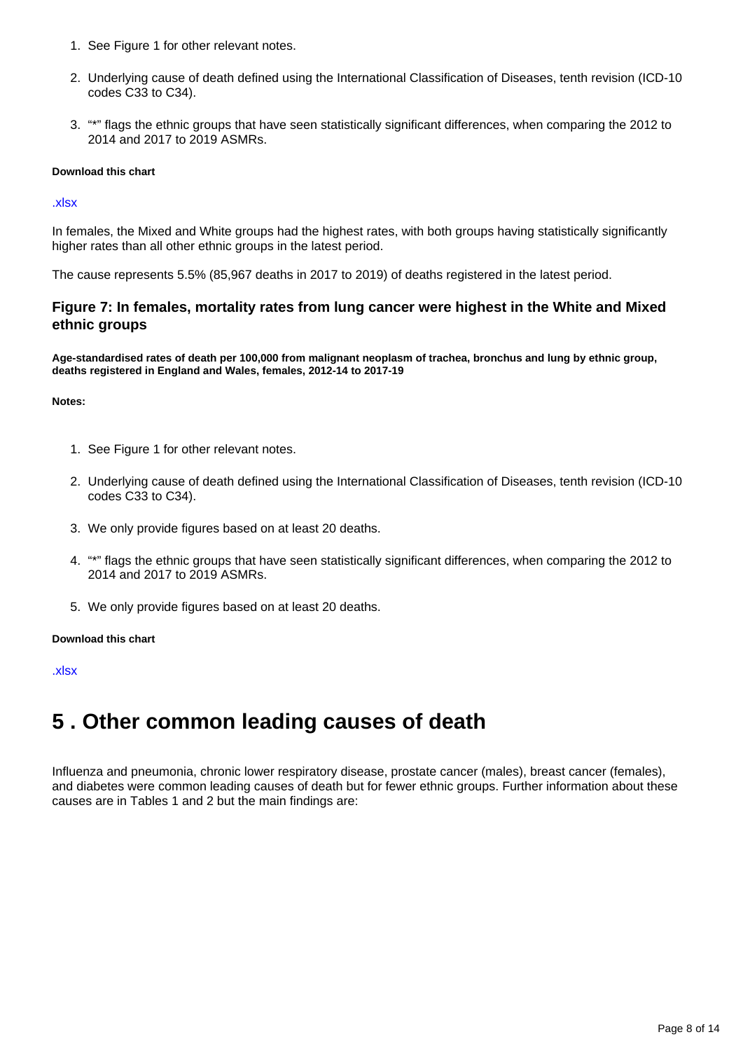1. See Figure 1 for other relevant notes.
2. Underlying cause of death defined using the International Classification of Diseases, tenth revision (ICD-10 codes C33 to C34).
3. "*" flags the ethnic groups that have seen statistically significant differences, when comparing the 2012 to 2014 and 2017 to 2019 ASMRs.

**Download this chart**

.xlsx

In females, the Mixed and White groups had the highest rates, with both groups having statistically significantly higher rates than all other ethnic groups in the latest period.

The cause represents 5.5% (85,967 deaths in 2017 to 2019) of deaths registered in the latest period.

### Figure 7: In females, mortality rates from lung cancer were highest in the White and Mixed ethnic groups

**Age-standardised rates of death per 100,000 from malignant neoplasm of trachea, bronchus and lung by ethnic group, deaths registered in England and Wales, females, 2012-14 to 2017-19**

**Notes:**

1. See Figure 1 for other relevant notes.
2. Underlying cause of death defined using the International Classification of Diseases, tenth revision (ICD-10 codes C33 to C34).
3. We only provide figures based on at least 20 deaths.
4. "*" flags the ethnic groups that have seen statistically significant differences, when comparing the 2012 to 2014 and 2017 to 2019 ASMRs.
5. We only provide figures based on at least 20 deaths.

**Download this chart**

.xlsx

## 5 . Other common leading causes of death

Influenza and pneumonia, chronic lower respiratory disease, prostate cancer (males), breast cancer (females), and diabetes were common leading causes of death but for fewer ethnic groups. Further information about these causes are in Tables 1 and 2 but the main findings are: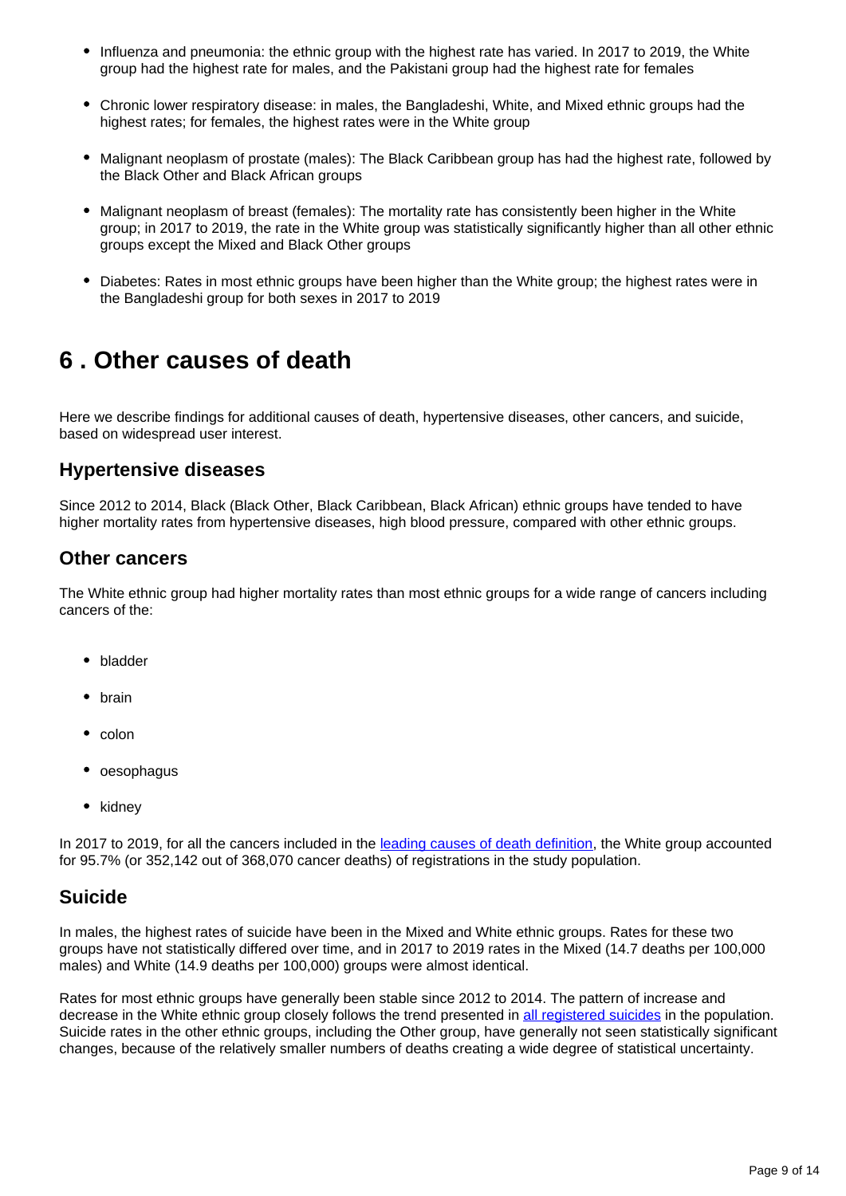- Influenza and pneumonia: the ethnic group with the highest rate has varied. In 2017 to 2019, the White group had the highest rate for males, and the Pakistani group had the highest rate for females
- Chronic lower respiratory disease: in males, the Bangladeshi, White, and Mixed ethnic groups had the highest rates; for females, the highest rates were in the White group
- Malignant neoplasm of prostate (males): The Black Caribbean group has had the highest rate, followed by the Black Other and Black African groups
- Malignant neoplasm of breast (females): The mortality rate has consistently been higher in the White group; in 2017 to 2019, the rate in the White group was statistically significantly higher than all other ethnic groups except the Mixed and Black Other groups
- Diabetes: Rates in most ethnic groups have been higher than the White group; the highest rates were in the Bangladeshi group for both sexes in 2017 to 2019

## 6 . Other causes of death

Here we describe findings for additional causes of death, hypertensive diseases, other cancers, and suicide, based on widespread user interest.

### Hypertensive diseases

Since 2012 to 2014, Black (Black Other, Black Caribbean, Black African) ethnic groups have tended to have higher mortality rates from hypertensive diseases, high blood pressure, compared with other ethnic groups.

### Other cancers

The White ethnic group had higher mortality rates than most ethnic groups for a wide range of cancers including cancers of the:

- bladder
- brain
- colon
- oesophagus
- kidney

In 2017 to 2019, for all the cancers included in the leading causes of death definition, the White group accounted for 95.7% (or 352,142 out of 368,070 cancer deaths) of registrations in the study population.

### Suicide

In males, the highest rates of suicide have been in the Mixed and White ethnic groups. Rates for these two groups have not statistically differed over time, and in 2017 to 2019 rates in the Mixed (14.7 deaths per 100,000 males) and White (14.9 deaths per 100,000) groups were almost identical.

Rates for most ethnic groups have generally been stable since 2012 to 2014. The pattern of increase and decrease in the White ethnic group closely follows the trend presented in all registered suicides in the population. Suicide rates in the other ethnic groups, including the Other group, have generally not seen statistically significant changes, because of the relatively smaller numbers of deaths creating a wide degree of statistical uncertainty.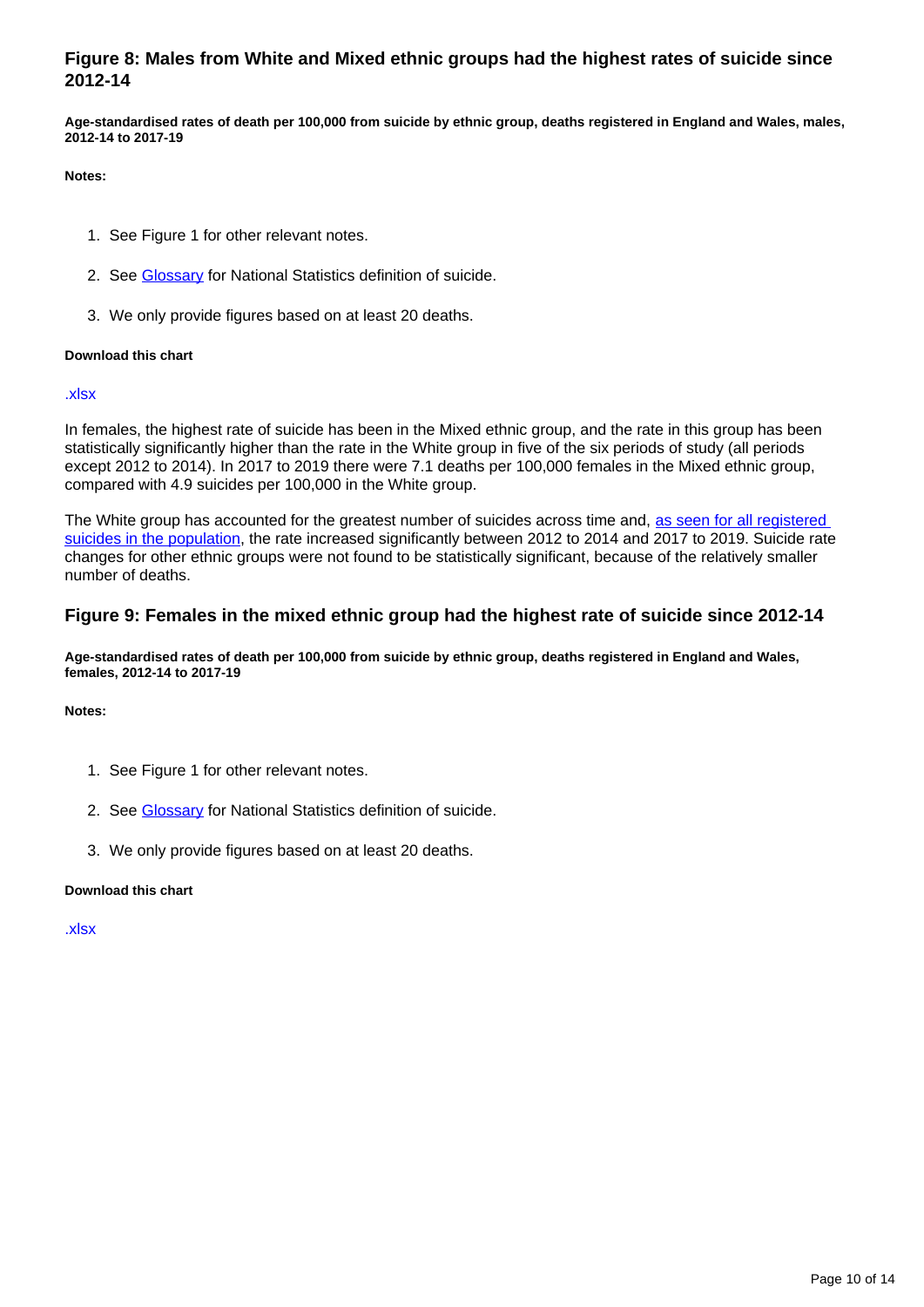### Figure 8: Males from White and Mixed ethnic groups had the highest rates of suicide since 2012-14

**Age-standardised rates of death per 100,000 from suicide by ethnic group, deaths registered in England and Wales, males, 2012-14 to 2017-19**

**Notes:**

1. See Figure 1 for other relevant notes.
2. See Glossary for National Statistics definition of suicide.
3. We only provide figures based on at least 20 deaths.

**Download this chart**

.xlsx

In females, the highest rate of suicide has been in the Mixed ethnic group, and the rate in this group has been statistically significantly higher than the rate in the White group in five of the six periods of study (all periods except 2012 to 2014). In 2017 to 2019 there were 7.1 deaths per 100,000 females in the Mixed ethnic group, compared with 4.9 suicides per 100,000 in the White group.

The White group has accounted for the greatest number of suicides across time and, as seen for all registered suicides in the population, the rate increased significantly between 2012 to 2014 and 2017 to 2019. Suicide rate changes for other ethnic groups were not found to be statistically significant, because of the relatively smaller number of deaths.

### Figure 9: Females in the mixed ethnic group had the highest rate of suicide since 2012-14

**Age-standardised rates of death per 100,000 from suicide by ethnic group, deaths registered in England and Wales, females, 2012-14 to 2017-19**

**Notes:**

1. See Figure 1 for other relevant notes.
2. See Glossary for National Statistics definition of suicide.
3. We only provide figures based on at least 20 deaths.

**Download this chart**

.xlsx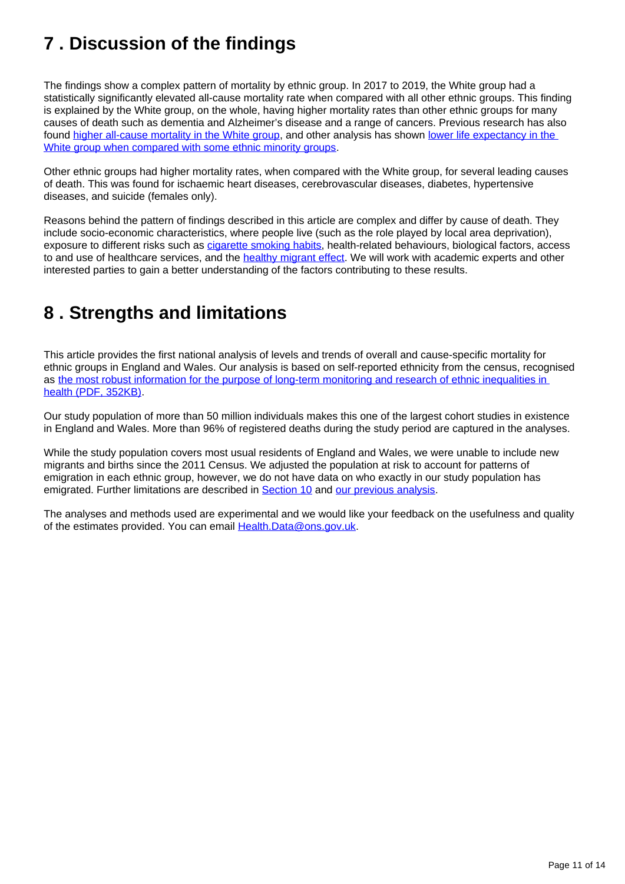## 7 . Discussion of the findings

The findings show a complex pattern of mortality by ethnic group. In 2017 to 2019, the White group had a statistically significantly elevated all-cause mortality rate when compared with all other ethnic groups. This finding is explained by the White group, on the whole, having higher mortality rates than other ethnic groups for many causes of death such as dementia and Alzheimer's disease and a range of cancers. Previous research has also found [higher all-cause mortality in the White group](), and other analysis has shown [lower life expectancy in the White group when compared with some ethnic minority groups]().

Other ethnic groups had higher mortality rates, when compared with the White group, for several leading causes of death. This was found for ischaemic heart diseases, cerebrovascular diseases, diabetes, hypertensive diseases, and suicide (females only).

Reasons behind the pattern of findings described in this article are complex and differ by cause of death. They include socio-economic characteristics, where people live (such as the role played by local area deprivation), exposure to different risks such as [cigarette smoking habits](), health-related behaviours, biological factors, access to and use of healthcare services, and the [healthy migrant effect](). We will work with academic experts and other interested parties to gain a better understanding of the factors contributing to these results.

## 8 . Strengths and limitations

This article provides the first national analysis of levels and trends of overall and cause-specific mortality for ethnic groups in England and Wales. Our analysis is based on self-reported ethnicity from the census, recognised as [the most robust information for the purpose of long-term monitoring and research of ethnic inequalities in health (PDF, 352KB)]().

Our study population of more than 50 million individuals makes this one of the largest cohort studies in existence in England and Wales. More than 96% of registered deaths during the study period are captured in the analyses.

While the study population covers most usual residents of England and Wales, we were unable to include new migrants and births since the 2011 Census. We adjusted the population at risk to account for patterns of emigration in each ethnic group, however, we do not have data on who exactly in our study population has emigrated. Further limitations are described in [Section 10]() and [our previous analysis]().

The analyses and methods used are experimental and we would like your feedback on the usefulness and quality of the estimates provided. You can email [Health.Data@ons.gov.uk]().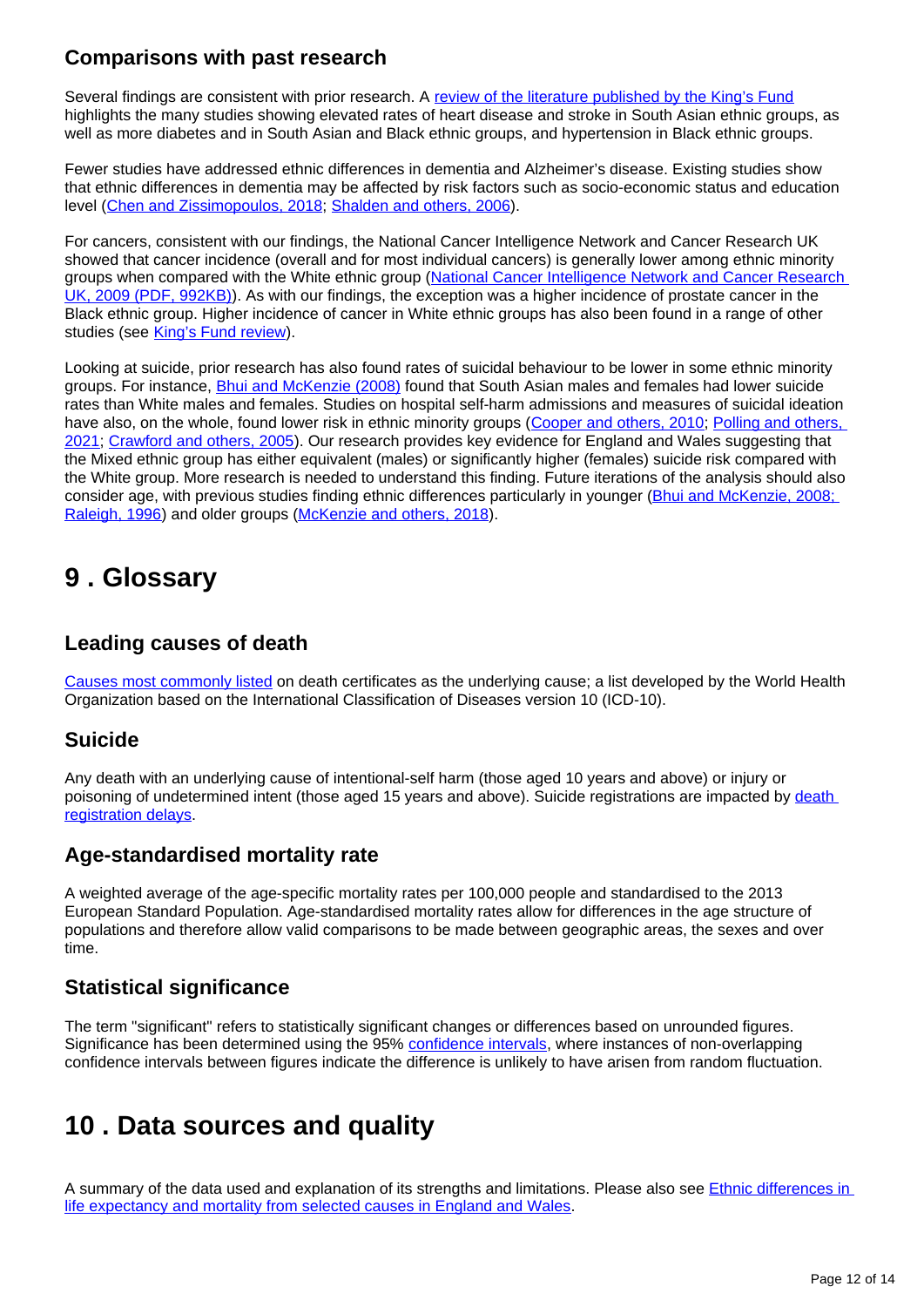### Comparisons with past research

Several findings are consistent with prior research. A [review of the literature published by the King's Fund](#) highlights the many studies showing elevated rates of heart disease and stroke in South Asian ethnic groups, as well as more diabetes and in South Asian and Black ethnic groups, and hypertension in Black ethnic groups.

Fewer studies have addressed ethnic differences in dementia and Alzheimer's disease. Existing studies show that ethnic differences in dementia may be affected by risk factors such as socio-economic status and education level ([Chen and Zissimopoulos, 2018](#); [Shalden and others, 2006](#)).

For cancers, consistent with our findings, the National Cancer Intelligence Network and Cancer Research UK showed that cancer incidence (overall and for most individual cancers) is generally lower among ethnic minority groups when compared with the White ethnic group ([National Cancer Intelligence Network and Cancer Research UK, 2009 (PDF, 992KB)](#)). As with our findings, the exception was a higher incidence of prostate cancer in the Black ethnic group. Higher incidence of cancer in White ethnic groups has also been found in a range of other studies (see [King's Fund review](#)).

Looking at suicide, prior research has also found rates of suicidal behaviour to be lower in some ethnic minority groups. For instance, [Bhui and McKenzie (2008)](#) found that South Asian males and females had lower suicide rates than White males and females. Studies on hospital self-harm admissions and measures of suicidal ideation have also, on the whole, found lower risk in ethnic minority groups ([Cooper and others, 2010](#); [Polling and others, 2021](#); [Crawford and others, 2005](#)). Our research provides key evidence for England and Wales suggesting that the Mixed ethnic group has either equivalent (males) or significantly higher (females) suicide risk compared with the White group. More research is needed to understand this finding. Future iterations of the analysis should also consider age, with previous studies finding ethnic differences particularly in younger ([Bhui and McKenzie, 2008; Raleigh, 1996](#)) and older groups ([McKenzie and others, 2018](#)).

# 9 . Glossary

### Leading causes of death

[Causes most commonly listed](#) on death certificates as the underlying cause; a list developed by the World Health Organization based on the International Classification of Diseases version 10 (ICD-10).

### Suicide

Any death with an underlying cause of intentional-self harm (those aged 10 years and above) or injury or poisoning of undetermined intent (those aged 15 years and above). Suicide registrations are impacted by [death registration delays](#).

### Age-standardised mortality rate

A weighted average of the age-specific mortality rates per 100,000 people and standardised to the 2013 European Standard Population. Age-standardised mortality rates allow for differences in the age structure of populations and therefore allow valid comparisons to be made between geographic areas, the sexes and over time.

### Statistical significance

The term "significant" refers to statistically significant changes or differences based on unrounded figures. Significance has been determined using the 95% [confidence intervals](#), where instances of non-overlapping confidence intervals between figures indicate the difference is unlikely to have arisen from random fluctuation.

# 10 . Data sources and quality

A summary of the data used and explanation of its strengths and limitations. Please also see [Ethnic differences in life expectancy and mortality from selected causes in England and Wales](#).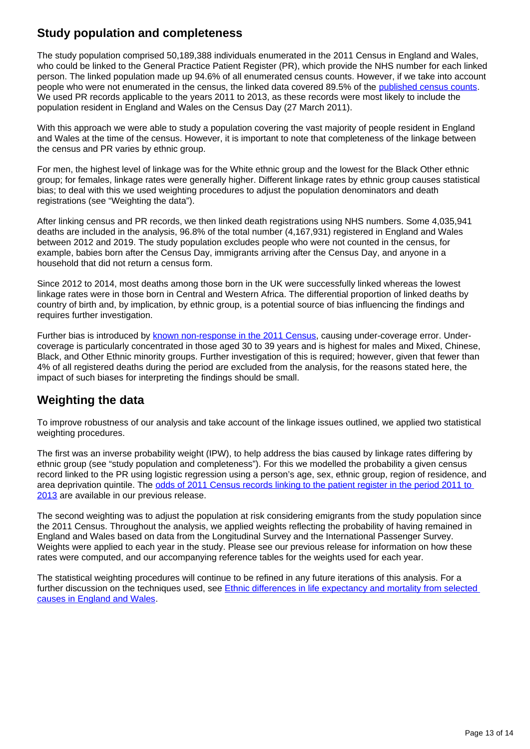## Study population and completeness

The study population comprised 50,189,388 individuals enumerated in the 2011 Census in England and Wales, who could be linked to the General Practice Patient Register (PR), which provide the NHS number for each linked person. The linked population made up 94.6% of all enumerated census counts. However, if we take into account people who were not enumerated in the census, the linked data covered 89.5% of the published census counts. We used PR records applicable to the years 2011 to 2013, as these records were most likely to include the population resident in England and Wales on the Census Day (27 March 2011).

With this approach we were able to study a population covering the vast majority of people resident in England and Wales at the time of the census. However, it is important to note that completeness of the linkage between the census and PR varies by ethnic group.

For men, the highest level of linkage was for the White ethnic group and the lowest for the Black Other ethnic group; for females, linkage rates were generally higher. Different linkage rates by ethnic group causes statistical bias; to deal with this we used weighting procedures to adjust the population denominators and death registrations (see "Weighting the data").

After linking census and PR records, we then linked death registrations using NHS numbers. Some 4,035,941 deaths are included in the analysis, 96.8% of the total number (4,167,931) registered in England and Wales between 2012 and 2019. The study population excludes people who were not counted in the census, for example, babies born after the Census Day, immigrants arriving after the Census Day, and anyone in a household that did not return a census form.

Since 2012 to 2014, most deaths among those born in the UK were successfully linked whereas the lowest linkage rates were in those born in Central and Western Africa. The differential proportion of linked deaths by country of birth and, by implication, by ethnic group, is a potential source of bias influencing the findings and requires further investigation.

Further bias is introduced by known non-response in the 2011 Census, causing under-coverage error. Under-coverage is particularly concentrated in those aged 30 to 39 years and is highest for males and Mixed, Chinese, Black, and Other Ethnic minority groups. Further investigation of this is required; however, given that fewer than 4% of all registered deaths during the period are excluded from the analysis, for the reasons stated here, the impact of such biases for interpreting the findings should be small.

## Weighting the data

To improve robustness of our analysis and take account of the linkage issues outlined, we applied two statistical weighting procedures.

The first was an inverse probability weight (IPW), to help address the bias caused by linkage rates differing by ethnic group (see "study population and completeness"). For this we modelled the probability a given census record linked to the PR using logistic regression using a person's age, sex, ethnic group, region of residence, and area deprivation quintile. The odds of 2011 Census records linking to the patient register in the period 2011 to 2013 are available in our previous release.

The second weighting was to adjust the population at risk considering emigrants from the study population since the 2011 Census. Throughout the analysis, we applied weights reflecting the probability of having remained in England and Wales based on data from the Longitudinal Survey and the International Passenger Survey. Weights were applied to each year in the study. Please see our previous release for information on how these rates were computed, and our accompanying reference tables for the weights used for each year.

The statistical weighting procedures will continue to be refined in any future iterations of this analysis. For a further discussion on the techniques used, see Ethnic differences in life expectancy and mortality from selected causes in England and Wales.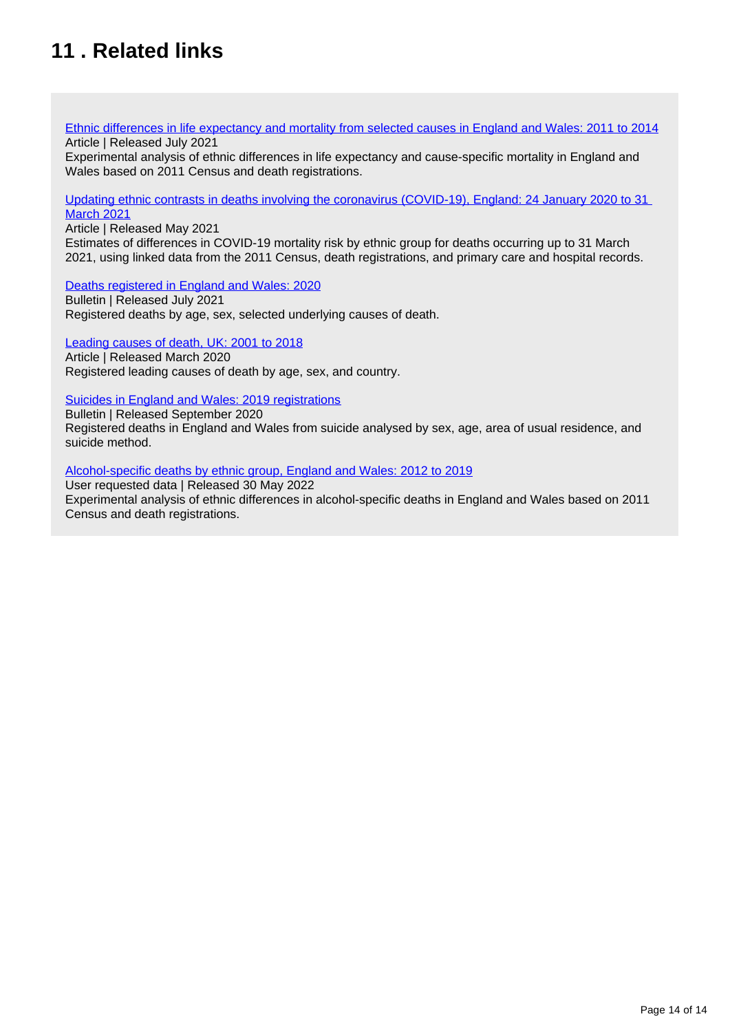## 11 . Related links

[Ethnic differences in life expectancy and mortality from selected causes in England and Wales: 2011 to 2014]
Article | Released July 2021
Experimental analysis of ethnic differences in life expectancy and cause-specific mortality in England and Wales based on 2011 Census and death registrations.

[Updating ethnic contrasts in deaths involving the coronavirus (COVID-19), England: 24 January 2020 to 31 March 2021]
Article | Released May 2021
Estimates of differences in COVID-19 mortality risk by ethnic group for deaths occurring up to 31 March 2021, using linked data from the 2011 Census, death registrations, and primary care and hospital records.

[Deaths registered in England and Wales: 2020]
Bulletin | Released July 2021
Registered deaths by age, sex, selected underlying causes of death.

[Leading causes of death, UK: 2001 to 2018]
Article | Released March 2020
Registered leading causes of death by age, sex, and country.

[Suicides in England and Wales: 2019 registrations]
Bulletin | Released September 2020
Registered deaths in England and Wales from suicide analysed by sex, age, area of usual residence, and suicide method.

[Alcohol-specific deaths by ethnic group, England and Wales: 2012 to 2019]
User requested data | Released 30 May 2022
Experimental analysis of ethnic differences in alcohol-specific deaths in England and Wales based on 2011 Census and death registrations.